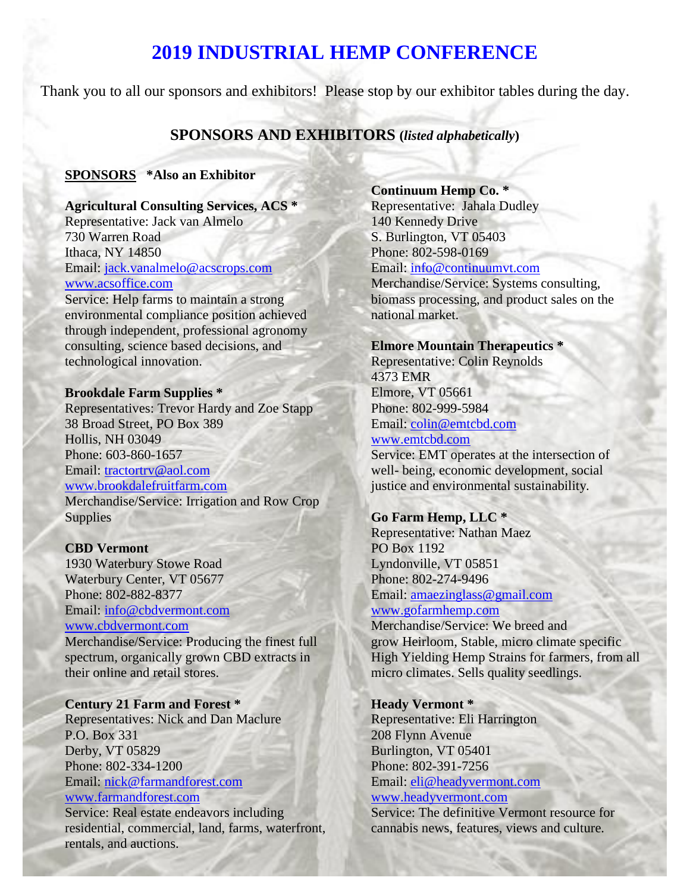# 2019 INDUSTRIAL HEMP CONFERENCE

Thank you to all our sponsors and exhibitors! Please stop by our exhibitor tables during the day.

## SPONSORS AND EXHIBITORS (*listed alphabetically*)

**SPONSORS** **\*Also an Exhibitor**

**Agricultural Consulting Services, ACS \***
Representative: Jack van Almelo
730 Warren Road
Ithaca, NY 14850
Email: jack.vanalmelo@acscrops.com
www.acsoffice.com
Service: Help farms to maintain a strong environmental compliance position achieved through independent, professional agronomy consulting, science based decisions, and technological innovation.

**Brookdale Farm Supplies \***
Representatives: Trevor Hardy and Zoe Stapp
38 Broad Street, PO Box 389
Hollis, NH 03049
Phone: 603-860-1657
Email: tractortrv@aol.com
www.brookdalefruitfarm.com
Merchandise/Service: Irrigation and Row Crop Supplies

**CBD Vermont**
1930 Waterbury Stowe Road
Waterbury Center, VT 05677
Phone: 802-882-8377
Email: info@cbdvermont.com
www.cbdvermont.com
Merchandise/Service: Producing the finest full spectrum, organically grown CBD extracts in their online and retail stores.

**Century 21 Farm and Forest \***
Representatives: Nick and Dan Maclure
P.O. Box 331
Derby, VT 05829
Phone: 802-334-1200
Email: nick@farmandforest.com
www.farmandforest.com
Service: Real estate endeavors including residential, commercial, land, farms, waterfront, rentals, and auctions.

**Continuum Hemp Co. \***
Representative: Jahala Dudley
140 Kennedy Drive
S. Burlington, VT 05403
Phone: 802-598-0169
Email: info@continuumvt.com
Merchandise/Service: Systems consulting, biomass processing, and product sales on the national market.

**Elmore Mountain Therapeutics \***
Representative: Colin Reynolds
4373 EMR
Elmore, VT 05661
Phone: 802-999-5984
Email: colin@emtcbd.com
www.emtcbd.com
Service: EMT operates at the intersection of well- being, economic development, social justice and environmental sustainability.

**Go Farm Hemp, LLC \***
Representative: Nathan Maez
PO Box 1192
Lyndonville, VT 05851
Phone: 802-274-9496
Email: amaezinglass@gmail.com
www.gofarmhemp.com
Merchandise/Service: We breed and grow Heirloom, Stable, micro climate specific High Yielding Hemp Strains for farmers, from all micro climates. Sells quality seedlings.

**Heady Vermont \***
Representative: Eli Harrington
208 Flynn Avenue
Burlington, VT 05401
Phone: 802-391-7256
Email: eli@headyvermont.com
www.headyvermont.com
Service: The definitive Vermont resource for cannabis news, features, views and culture.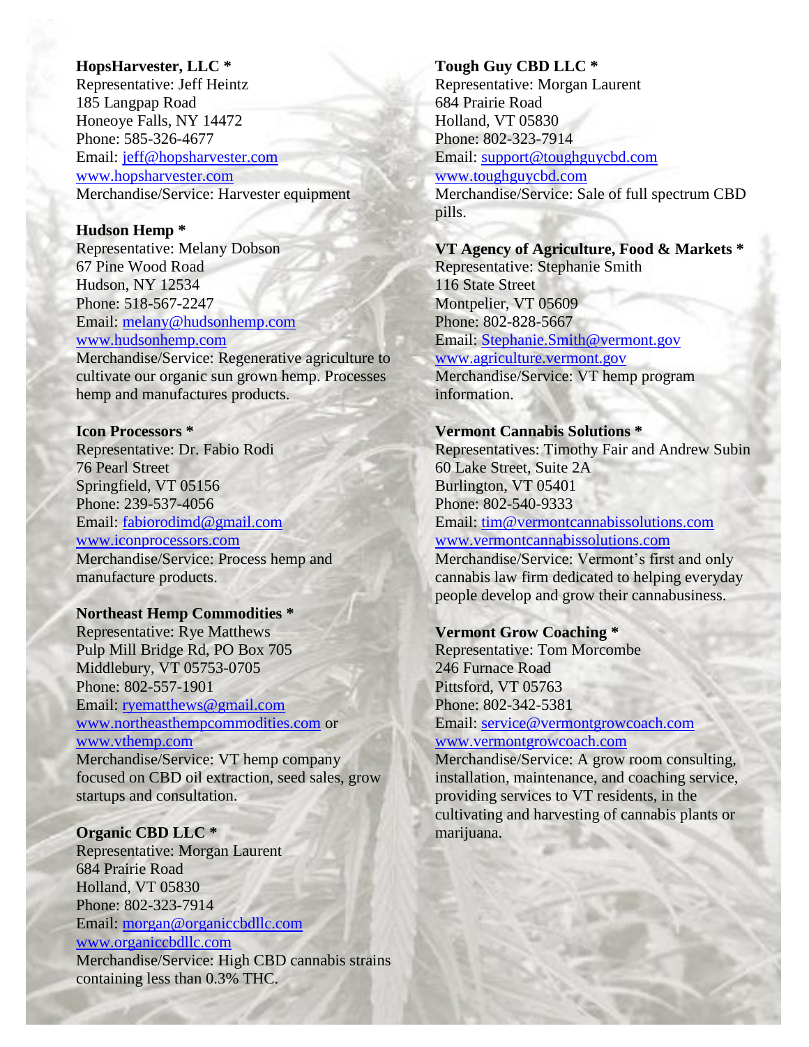**HopsHarvester, LLC ***
Representative: Jeff Heintz
185 Langpap Road
Honeoye Falls, NY 14472
Phone: 585-326-4677
Email: jeff@hopsharvester.com
www.hopsharvester.com
Merchandise/Service: Harvester equipment

**Hudson Hemp ***
Representative: Melany Dobson
67 Pine Wood Road
Hudson, NY 12534
Phone: 518-567-2247
Email: melany@hudsonhemp.com
www.hudsonhemp.com
Merchandise/Service: Regenerative agriculture to cultivate our organic sun grown hemp. Processes hemp and manufactures products.

**Icon Processors ***
Representative: Dr. Fabio Rodi
76 Pearl Street
Springfield, VT 05156
Phone: 239-537-4056
Email: fabiorodimd@gmail.com
www.iconprocessors.com
Merchandise/Service: Process hemp and manufacture products.

**Northeast Hemp Commodities ***
Representative: Rye Matthews
Pulp Mill Bridge Rd, PO Box 705
Middlebury, VT 05753-0705
Phone: 802-557-1901
Email: ryematthews@gmail.com
www.northeasthempcommodities.com or www.vthemp.com
Merchandise/Service: VT hemp company focused on CBD oil extraction, seed sales, grow startups and consultation.

**Organic CBD LLC ***
Representative: Morgan Laurent
684 Prairie Road
Holland, VT 05830
Phone: 802-323-7914
Email: morgan@organiccbdllc.com
www.organiccbdllc.com
Merchandise/Service: High CBD cannabis strains containing less than 0.3% THC.

**Tough Guy CBD LLC ***
Representative: Morgan Laurent
684 Prairie Road
Holland, VT 05830
Phone: 802-323-7914
Email: support@toughguycbd.com
www.toughguycbd.com
Merchandise/Service: Sale of full spectrum CBD pills.

**VT Agency of Agriculture, Food & Markets ***
Representative: Stephanie Smith
116 State Street
Montpelier, VT 05609
Phone: 802-828-5667
Email: Stephanie.Smith@vermont.gov
www.agriculture.vermont.gov
Merchandise/Service: VT hemp program information.

**Vermont Cannabis Solutions ***
Representatives: Timothy Fair and Andrew Subin
60 Lake Street, Suite 2A
Burlington, VT 05401
Phone: 802-540-9333
Email: tim@vermontcannabissolutions.com
www.vermontcannabissolutions.com
Merchandise/Service: Vermont's first and only cannabis law firm dedicated to helping everyday people develop and grow their cannabusiness.

**Vermont Grow Coaching ***
Representative: Tom Morcombe
246 Furnace Road
Pittsford, VT 05763
Phone: 802-342-5381
Email: service@vermontgrowcoach.com
www.vermontgrowcoach.com
Merchandise/Service: A grow room consulting, installation, maintenance, and coaching service, providing services to VT residents, in the cultivating and harvesting of cannabis plants or marijuana.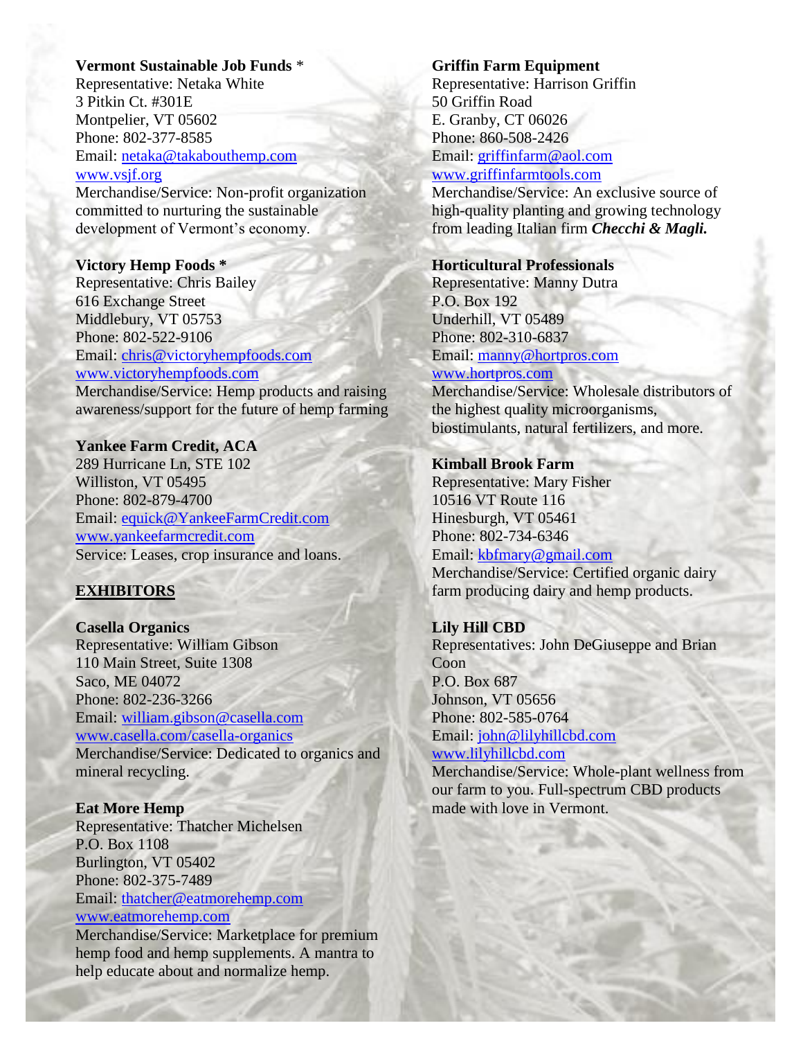**Vermont Sustainable Job Funds** *
Representative: Netaka White
3 Pitkin Ct. #301E
Montpelier, VT 05602
Phone: 802-377-8585
Email: netaka@takabouthemp.com
www.vsjf.org
Merchandise/Service: Non-profit organization committed to nurturing the sustainable development of Vermont's economy.

**Victory Hemp Foods ***
Representative: Chris Bailey
616 Exchange Street
Middlebury, VT 05753
Phone: 802-522-9106
Email: chris@victoryhempfoods.com
www.victoryhempfoods.com
Merchandise/Service: Hemp products and raising awareness/support for the future of hemp farming

**Yankee Farm Credit, ACA**
289 Hurricane Ln, STE 102
Williston, VT 05495
Phone: 802-879-4700
Email: equick@YankeeFarmCredit.com
www.yankeefarmcredit.com
Service: Leases, crop insurance and loans.

## EXHIBITORS

**Casella Organics**
Representative: William Gibson
110 Main Street, Suite 1308
Saco, ME 04072
Phone: 802-236-3266
Email: william.gibson@casella.com
www.casella.com/casella-organics
Merchandise/Service: Dedicated to organics and mineral recycling.

**Eat More Hemp**
Representative: Thatcher Michelsen
P.O. Box 1108
Burlington, VT 05402
Phone: 802-375-7489
Email: thatcher@eatmorehemp.com
www.eatmorehemp.com
Merchandise/Service: Marketplace for premium hemp food and hemp supplements. A mantra to help educate about and normalize hemp.

**Griffin Farm Equipment**
Representative: Harrison Griffin
50 Griffin Road
E. Granby, CT 06026
Phone: 860-508-2426
Email: griffinfarm@aol.com
www.griffinfarmtools.com
Merchandise/Service: An exclusive source of high-quality planting and growing technology from leading Italian firm ***Checchi & Magli.***

**Horticultural Professionals**
Representative: Manny Dutra
P.O. Box 192
Underhill, VT 05489
Phone: 802-310-6837
Email: manny@hortpros.com
www.hortpros.com
Merchandise/Service: Wholesale distributors of the highest quality microorganisms, biostimulants, natural fertilizers, and more.

**Kimball Brook Farm**
Representative: Mary Fisher
10516 VT Route 116
Hinesburgh, VT 05461
Phone: 802-734-6346
Email: kbfmary@gmail.com
Merchandise/Service: Certified organic dairy farm producing dairy and hemp products.

**Lily Hill CBD**
Representatives: John DeGiuseppe and Brian Coon
P.O. Box 687
Johnson, VT 05656
Phone: 802-585-0764
Email: john@lilyhillcbd.com
www.lilyhillcbd.com
Merchandise/Service: Whole-plant wellness from our farm to you. Full-spectrum CBD products made with love in Vermont.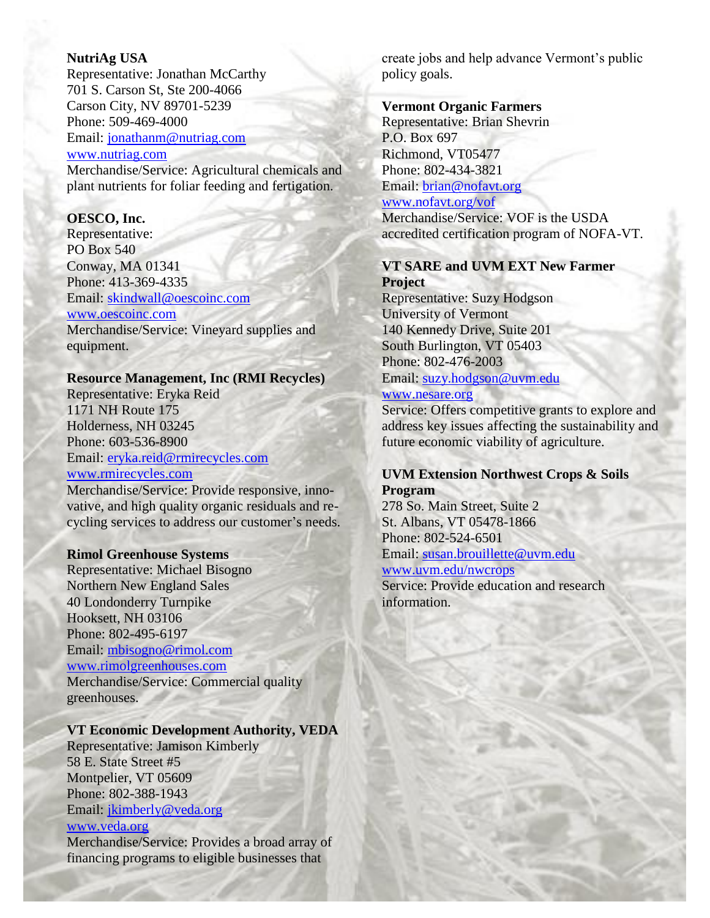**NutriAg USA**
Representative: Jonathan McCarthy
701 S. Carson St, Ste 200-4066
Carson City, NV 89701-5239
Phone: 509-469-4000
Email: jonathanm@nutriag.com
www.nutriag.com
Merchandise/Service: Agricultural chemicals and plant nutrients for foliar feeding and fertigation.

**OESCO, Inc.**
Representative:
PO Box 540
Conway, MA 01341
Phone: 413-369-4335
Email: skindwall@oescoinc.com
www.oescoinc.com
Merchandise/Service: Vineyard supplies and equipment.

**Resource Management, Inc (RMI Recycles)**
Representative: Eryka Reid
1171 NH Route 175
Holderness, NH 03245
Phone: 603-536-8900
Email: eryka.reid@rmirecycles.com
www.rmirecycles.com
Merchandise/Service: Provide responsive, innovative, and high quality organic residuals and recycling services to address our customer's needs.

**Rimol Greenhouse Systems**
Representative: Michael Bisogno
Northern New England Sales
40 Londonderry Turnpike
Hooksett, NH 03106
Phone: 802-495-6197
Email: mbisogno@rimol.com
www.rimolgreenhouses.com
Merchandise/Service: Commercial quality greenhouses.

**VT Economic Development Authority, VEDA**
Representative: Jamison Kimberly
58 E. State Street #5
Montpelier, VT 05609
Phone: 802-388-1943
Email: jkimberly@veda.org
www.veda.org
Merchandise/Service: Provides a broad array of financing programs to eligible businesses that create jobs and help advance Vermont's public policy goals.

**Vermont Organic Farmers**
Representative: Brian Shevrin
P.O. Box 697
Richmond, VT05477
Phone: 802-434-3821
Email: brian@nofavt.org
www.nofavt.org/vof
Merchandise/Service: VOF is the USDA accredited certification program of NOFA-VT.

**VT SARE and UVM EXT New Farmer Project**
Representative: Suzy Hodgson
University of Vermont
140 Kennedy Drive, Suite 201
South Burlington, VT 05403
Phone: 802-476-2003
Email: suzy.hodgson@uvm.edu
www.nesare.org
Service: Offers competitive grants to explore and address key issues affecting the sustainability and future economic viability of agriculture.

**UVM Extension Northwest Crops & Soils Program**
278 So. Main Street, Suite 2
St. Albans, VT 05478-1866
Phone: 802-524-6501
Email: susan.brouillette@uvm.edu
www.uvm.edu/nwcrops
Service: Provide education and research information.